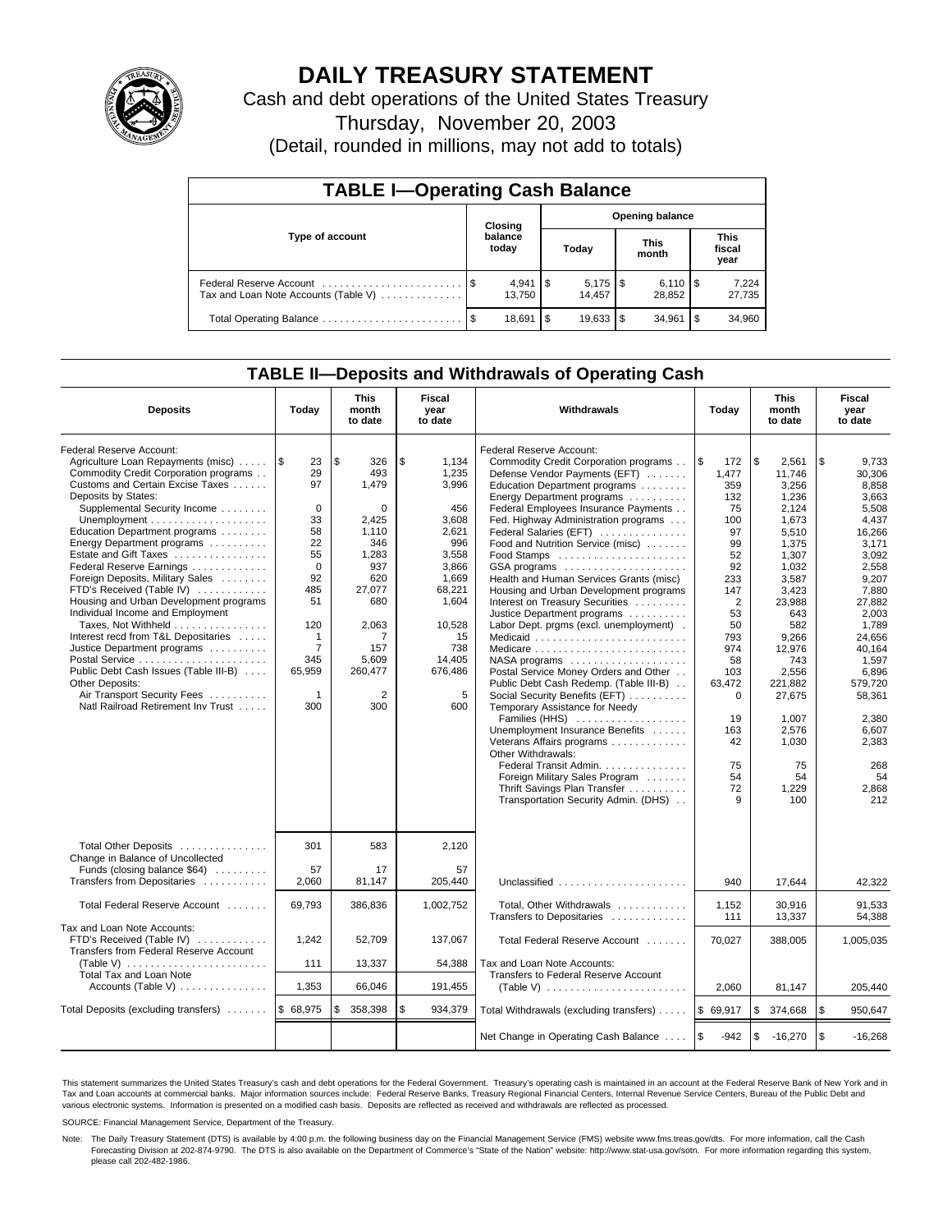# DAILY TREASURY STATEMENT

Cash and debt operations of the United States Treasury

Thursday, November 20, 2003

(Detail, rounded in millions, may not add to totals)

| TABLE I—Operating Cash Balance | | | | |
|---|---|---|---|---|
| Type of account | Closing balance today | Opening balance | | |
| | | Today | This month | This fiscal year |
| Federal Reserve Account | $ 4,941 | $ 5,175 | $ 6,110 | $ 7,224 |
| Tax and Loan Note Accounts (Table V) | 13,750 | 14,457 | 28,852 | 27,735 |
| Total Operating Balance | $ 18,691 | $ 19,633 | $ 34,961 | $ 34,960 |

## TABLE II—Deposits and Withdrawals of Operating Cash

| Deposits | Today | This month to date | Fiscal year to date | Withdrawals | Today | This month to date | Fiscal year to date |
|---|---|---|---|---|---|---|---|
| Federal Reserve Account: | | | | Federal Reserve Account: | | | |
| Agriculture Loan Repayments (misc) | $ 23 | $ 326 | $ 1,134 | Commodity Credit Corporation programs | $ 172 | $ 2,561 | $ 9,733 |
| Commodity Credit Corporation programs | 29 | 493 | 1,235 | Defense Vendor Payments (EFT) | 1,477 | 11,746 | 30,306 |
| Customs and Certain Excise Taxes | 97 | 1,479 | 3,996 | Education Department programs | 359 | 3,256 | 8,858 |
| Deposits by States: | | | | Energy Department programs | 132 | 1,236 | 3,663 |
| Supplemental Security Income | 0 | 0 | 456 | Federal Employees Insurance Payments | 75 | 2,124 | 5,508 |
| Unemployment | 33 | 2,425 | 3,608 | Fed. Highway Administration programs | 100 | 1,673 | 4,437 |
| Education Department programs | 58 | 1,110 | 2,621 | Federal Salaries (EFT) | 97 | 5,510 | 16,266 |
| Energy Department programs | 22 | 346 | 996 | Food and Nutrition Service (misc) | 99 | 1,375 | 3,171 |
| Estate and Gift Taxes | 55 | 1,283 | 3,558 | Food Stamps | 52 | 1,307 | 3,092 |
| Federal Reserve Earnings | 0 | 937 | 3,866 | GSA programs | 92 | 1,032 | 2,558 |
| Foreign Deposits, Military Sales | 92 | 620 | 1,669 | Health and Human Services Grants (misc) | 233 | 3,587 | 9,207 |
| FTD's Received (Table IV) | 485 | 27,077 | 68,221 | Housing and Urban Development programs | 147 | 3,423 | 7,880 |
| Housing and Urban Development programs | 51 | 680 | 1,604 | Interest on Treasury Securities | 2 | 23,988 | 27,882 |
| Individual Income and Employment | | | | Justice Department programs | 53 | 643 | 2,003 |
| Taxes, Not Withheld | 120 | 2,063 | 10,528 | Labor Dept. prgms (excl. unemployment) | 50 | 582 | 1,789 |
| Interest recd from T&L Depositaries | 1 | 7 | 15 | Medicaid | 793 | 9,266 | 24,656 |
| Justice Department programs | 7 | 157 | 738 | Medicare | 974 | 12,976 | 40,164 |
| Postal Service | 345 | 5,609 | 14,405 | NASA programs | 58 | 743 | 1,597 |
| Public Debt Cash Issues (Table III-B) | 65,959 | 260,477 | 676,486 | Postal Service Money Orders and Other | 103 | 2,556 | 6,896 |
| Other Deposits: | | | | Public Debt Cash Redemp. (Table III-B) | 63,472 | 221,882 | 579,720 |
| Air Transport Security Fees | 1 | 2 | 5 | Social Security Benefits (EFT) | 0 | 27,675 | 58,361 |
| Natl Railroad Retirement Inv Trust | 300 | 300 | 600 | Temporary Assistance for Needy | | | |
| | | | | Families (HHS) | 19 | 1,007 | 2,380 |
| | | | | Unemployment Insurance Benefits | 163 | 2,576 | 6,607 |
| | | | | Veterans Affairs programs | 42 | 1,030 | 2,383 |
| | | | | Other Withdrawals: | | | |
| | | | | Federal Transit Admin. | 75 | 75 | 268 |
| | | | | Foreign Military Sales Program | 54 | 54 | 54 |
| | | | | Thrift Savings Plan Transfer | 72 | 1,229 | 2,868 |
| | | | | Transportation Security Admin. (DHS) | 9 | 100 | 212 |
| Total Other Deposits | 301 | 583 | 2,120 | | | | |
| Change in Balance of Uncollected | | | | | | | |
| Funds (closing balance $64) | 57 | 17 | 57 | | | | |
| Transfers from Depositaries | 2,060 | 81,147 | 205,440 | Unclassified | 940 | 17,644 | 42,322 |
| Total Federal Reserve Account | 69,793 | 386,836 | 1,002,752 | Total, Other Withdrawals | 1,152 | 30,916 | 91,533 |
| | | | | Transfers to Depositaries | 111 | 13,337 | 54,388 |
| Tax and Loan Note Accounts: | | | | | | | |
| FTD's Received (Table IV) | 1,242 | 52,709 | 137,067 | Total Federal Reserve Account | 70,027 | 388,005 | 1,005,035 |
| Transfers from Federal Reserve Account (Table V) | 111 | 13,337 | 54,388 | Tax and Loan Note Accounts: | | | |
| Total Tax and Loan Note Accounts (Table V) | 1,353 | 66,046 | 191,455 | Transfers to Federal Reserve Account (Table V) | 2,060 | 81,147 | 205,440 |
| Total Deposits (excluding transfers) | $ 68,975 | $ 358,398 | $ 934,379 | Total Withdrawals (excluding transfers) | $ 69,917 | $ 374,668 | $ 950,647 |
| | | | | Net Change in Operating Cash Balance | $ -942 | $ -16,270 | $ -16,268 |

This statement summarizes the United States Treasury's cash and debt operations for the Federal Government. Treasury's operating cash is maintained in an account at the Federal Reserve Bank of New York and in Tax and Loan accounts at commercial banks. Major information sources include: Federal Reserve Banks, Treasury Regional Financial Centers, Internal Revenue Service Centers, Bureau of the Public Debt and various electronic systems. Information is presented on a modified cash basis. Deposits are reflected as received and withdrawals are reflected as processed.

SOURCE: Financial Management Service, Department of the Treasury.

Note: The Daily Treasury Statement (DTS) is available by 4:00 p.m. the following business day on the Financial Management Service (FMS) website www.fms.treas.gov/dts. For more information, call the Cash Forecasting Division at 202-874-9790. The DTS is also available on the Department of Commerce's "State of the Nation" website: http://www.stat-usa.gov/sotn. For more information regarding this system, please call 202-482-1986.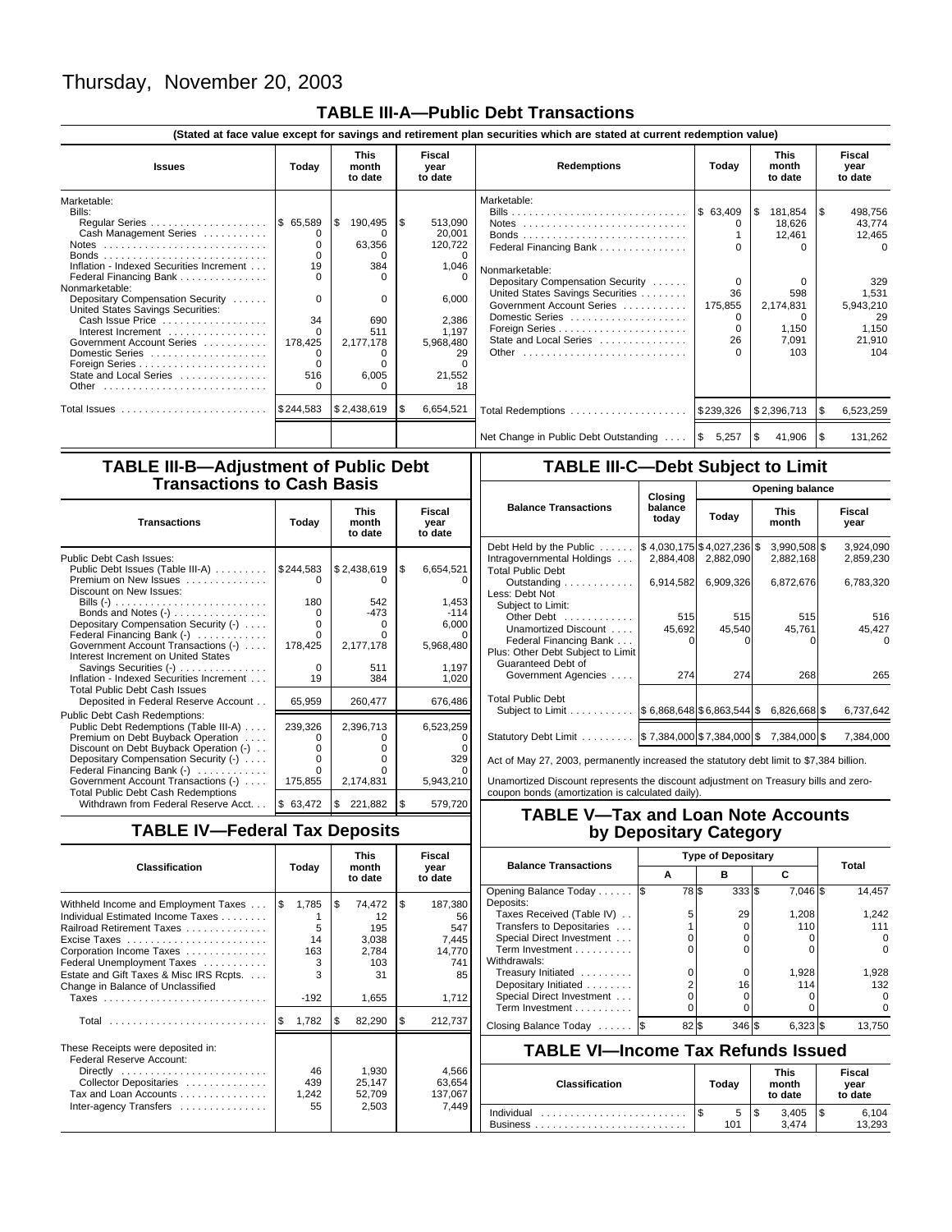Thursday, November 20, 2003

## TABLE III-A—Public Debt Transactions

(Stated at face value except for savings and retirement plan securities which are stated at current redemption value)

| Issues | Today | This month to date | Fiscal year to date |
|---|---|---|---|
| Marketable: | | | |
| Bills: | | | |
| Regular Series | $ 65,589 | $ 190,495 | $ 513,090 |
| Cash Management Series | 0 | 0 | 20,001 |
| Notes | 0 | 63,356 | 120,722 |
| Bonds | 0 | 0 | 0 |
| Inflation - Indexed Securities Increment | 19 | 384 | 1,046 |
| Federal Financing Bank | 0 | 0 | 0 |
| Nonmarketable: | | | |
| Depositary Compensation Security | 0 | 0 | 6,000 |
| United States Savings Securities: | | | |
| Cash Issue Price | 34 | 690 | 2,386 |
| Interest Increment | 0 | 511 | 1,197 |
| Government Account Series | 178,425 | 2,177,178 | 5,968,480 |
| Domestic Series | 0 | 0 | 29 |
| Foreign Series | 0 | 0 | 0 |
| State and Local Series | 516 | 6,005 | 21,552 |
| Other | 0 | 0 | 18 |
| Total Issues | $244,583 | $2,438,619 | $ 6,654,521 |

| Redemptions | Today | This month to date | Fiscal year to date |
|---|---|---|---|
| Marketable: | | | |
| Bills | $ 63,409 | $ 181,854 | $ 498,756 |
| Notes | 0 | 18,626 | 43,774 |
| Bonds | 1 | 12,461 | 12,465 |
| Federal Financing Bank | 0 | 0 | 0 |
| Nonmarketable: | | | |
| Depositary Compensation Security | 0 | 0 | 329 |
| United States Savings Securities | 36 | 598 | 1,531 |
| Government Account Series | 175,855 | 2,174,831 | 5,943,210 |
| Domestic Series | 0 | 0 | 29 |
| Foreign Series | 0 | 1,150 | 1,150 |
| State and Local Series | 26 | 7,091 | 21,910 |
| Other | 0 | 103 | 104 |
| Total Redemptions | $239,326 | $2,396,713 | $ 6,523,259 |
| Net Change in Public Debt Outstanding | $ 5,257 | $ 41,906 | $ 131,262 |

## TABLE III-B—Adjustment of Public Debt Transactions to Cash Basis

| Transactions | Today | This month to date | Fiscal year to date |
|---|---|---|---|
| Public Debt Cash Issues: | | | |
| Public Debt Issues (Table III-A) | $244,583 | $2,438,619 | $ 6,654,521 |
| Premium on New Issues | 0 | 0 | 0 |
| Discount on New Issues: | | | |
| Bills (-) | 180 | 542 | 1,453 |
| Bonds and Notes (-) | 0 | -473 | -114 |
| Depositary Compensation Security (-) | 0 | 0 | 6,000 |
| Federal Financing Bank (-) | 0 | 0 | 0 |
| Government Account Transactions (-) | 178,425 | 2,177,178 | 5,968,480 |
| Interest Increment on United States Savings Securities (-) | 0 | 511 | 1,197 |
| Inflation - Indexed Securities Increment | 19 | 384 | 1,020 |
| Total Public Debt Cash Issues Deposited in Federal Reserve Account | 65,959 | 260,477 | 676,486 |
| Public Debt Cash Redemptions: | | | |
| Public Debt Redemptions (Table III-A) | 239,326 | 2,396,713 | 6,523,259 |
| Premium on Debt Buyback Operation | 0 | 0 | 0 |
| Discount on Debt Buyback Operation (-) | 0 | 0 | 0 |
| Depositary Compensation Security (-) | 0 | 0 | 329 |
| Federal Financing Bank (-) | 0 | 0 | 0 |
| Government Account Transactions (-) | 175,855 | 2,174,831 | 5,943,210 |
| Total Public Debt Cash Redemptions Withdrawn from Federal Reserve Acct. | $ 63,472 | $ 221,882 | $ 579,720 |

## TABLE III-C—Debt Subject to Limit

| Balance Transactions | Closing balance today | Opening balance Today | This month | Fiscal year |
|---|---|---|---|---|
| Debt Held by the Public | $ 4,030,175 | $ 4,027,236 | $ 3,990,508 | $ 3,924,090 |
| Intragovernmental Holdings | 2,884,408 | 2,882,090 | 2,882,168 | 2,859,230 |
| Total Public Debt Outstanding | 6,914,582 | 6,909,326 | 6,872,676 | 6,783,320 |
| Less: Debt Not Subject to Limit: | | | | |
| Other Debt | 515 | 515 | 515 | 516 |
| Unamortized Discount | 45,692 | 45,540 | 45,761 | 45,427 |
| Federal Financing Bank | 0 | 0 | 0 | 0 |
| Plus: Other Debt Subject to Limit Guaranteed Debt of Government Agencies | 274 | 274 | 268 | 265 |
| Total Public Debt Subject to Limit | $ 6,868,648 | $ 6,863,544 | $ 6,826,668 | $ 6,737,642 |
| Statutory Debt Limit | $ 7,384,000 | $ 7,384,000 | $ 7,384,000 | $ 7,384,000 |

Act of May 27, 2003, permanently increased the statutory debt limit to $7,384 billion.

Unamortized Discount represents the discount adjustment on Treasury bills and zero-coupon bonds (amortization is calculated daily).

## TABLE IV—Federal Tax Deposits

| Classification | Today | This month to date | Fiscal year to date |
|---|---|---|---|
| Withheld Income and Employment Taxes | $ 1,785 | $ 74,472 | $ 187,380 |
| Individual Estimated Income Taxes | 1 | 12 | 56 |
| Railroad Retirement Taxes | 5 | 195 | 547 |
| Excise Taxes | 14 | 3,038 | 7,445 |
| Corporation Income Taxes | 163 | 2,784 | 14,770 |
| Federal Unemployment Taxes | 3 | 103 | 741 |
| Estate and Gift Taxes & Misc IRS Rcpts. | 3 | 31 | 85 |
| Change in Balance of Unclassified Taxes | -192 | 1,655 | 1,712 |
| Total | $ 1,782 | $ 82,290 | $ 212,737 |
| These Receipts were deposited in: | | | |
| Federal Reserve Account: | | | |
| Directly | 46 | 1,930 | 4,566 |
| Collector Depositaries | 439 | 25,147 | 63,654 |
| Tax and Loan Accounts | 1,242 | 52,709 | 137,067 |
| Inter-agency Transfers | 55 | 2,503 | 7,449 |

## TABLE V—Tax and Loan Note Accounts by Depositary Category

| Balance Transactions | Type of Depositary A | B | C | Total |
|---|---|---|---|---|
| Opening Balance Today | $ 78 | $ 333 | $ 7,046 | $ 14,457 |
| Deposits: | | | | |
| Taxes Received (Table IV) | 5 | 29 | 1,208 | 1,242 |
| Transfers to Depositaries | 1 | 0 | 110 | 111 |
| Special Direct Investment | 0 | 0 | 0 | 0 |
| Term Investment | 0 | 0 | 0 | 0 |
| Withdrawals: | | | | |
| Treasury Initiated | 0 | 0 | 1,928 | 1,928 |
| Depositary Initiated | 2 | 16 | 114 | 132 |
| Special Direct Investment | 0 | 0 | 0 | 0 |
| Term Investment | 0 | 0 | 0 | 0 |
| Closing Balance Today | $ 82 | $ 346 | $ 6,323 | $ 13,750 |

## TABLE VI—Income Tax Refunds Issued

| Classification | Today | This month to date | Fiscal year to date |
|---|---|---|---|
| Individual | $ 5 | $ 3,405 | $ 6,104 |
| Business | 101 | 3,474 | 13,293 |